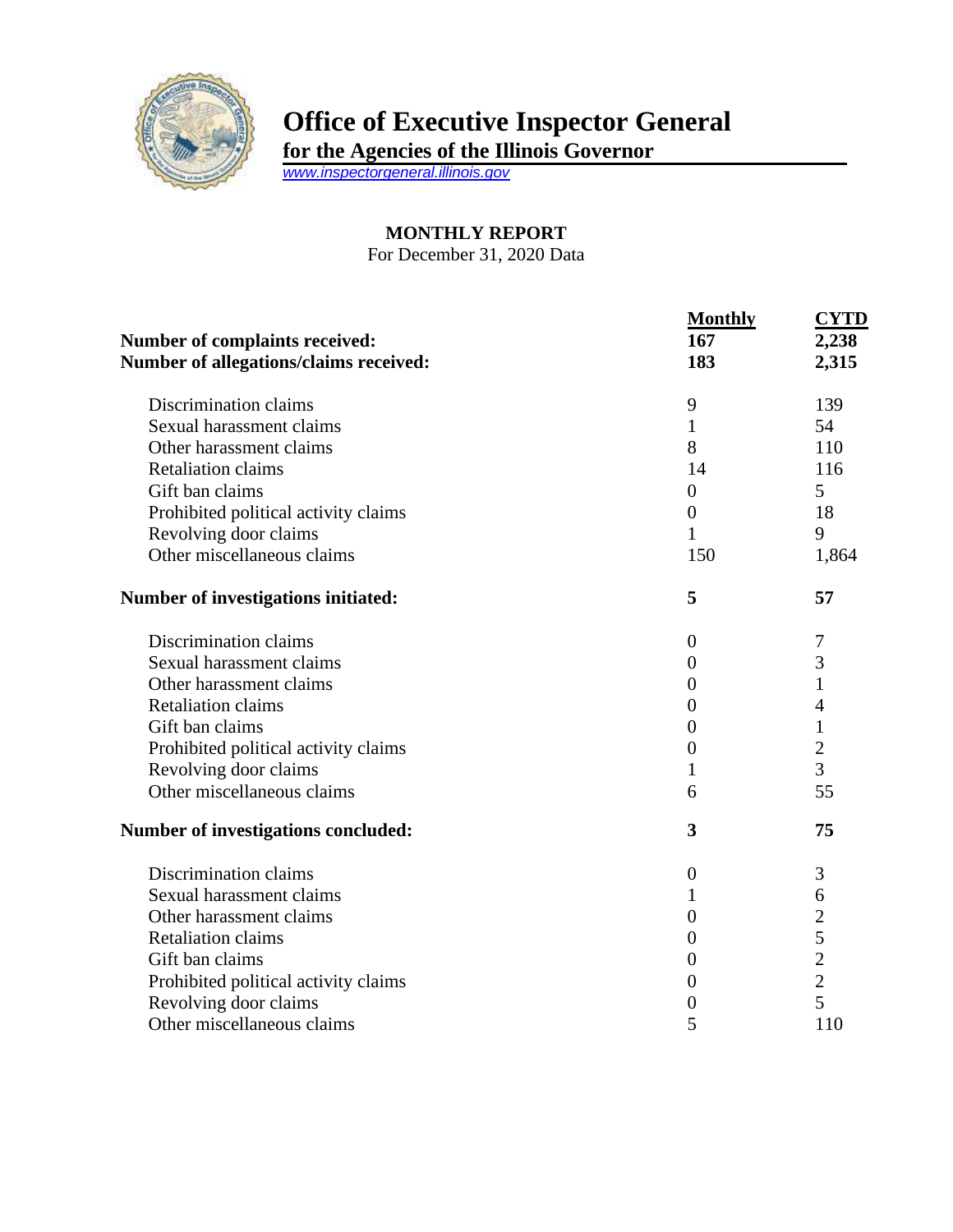# Office of Executive Inspector General

**for the Agencies of the Illinois Governor**

www.inspectorgeneral.illinois.gov

**MONTHLY REPORT**

For December 31, 2020 Data

| | Monthly | CYTD |
|---|---|---|
| **Number of complaints received:** | **167** | **2,238** |
| **Number of allegations/claims received:** | **183** | **2,315** |
| Discrimination claims | 9 | 139 |
| Sexual harassment claims | 1 | 54 |
| Other harassment claims | 8 | 110 |
| Retaliation claims | 14 | 116 |
| Gift ban claims | 0 | 5 |
| Prohibited political activity claims | 0 | 18 |
| Revolving door claims | 1 | 9 |
| Other miscellaneous claims | 150 | 1,864 |
| **Number of investigations initiated:** | **5** | **57** |
| Discrimination claims | 0 | 7 |
| Sexual harassment claims | 0 | 3 |
| Other harassment claims | 0 | 1 |
| Retaliation claims | 0 | 4 |
| Gift ban claims | 0 | 1 |
| Prohibited political activity claims | 0 | 2 |
| Revolving door claims | 1 | 3 |
| Other miscellaneous claims | 6 | 55 |
| **Number of investigations concluded:** | **3** | **75** |
| Discrimination claims | 0 | 3 |
| Sexual harassment claims | 1 | 6 |
| Other harassment claims | 0 | 2 |
| Retaliation claims | 0 | 5 |
| Gift ban claims | 0 | 2 |
| Prohibited political activity claims | 0 | 2 |
| Revolving door claims | 0 | 5 |
| Other miscellaneous claims | 5 | 110 |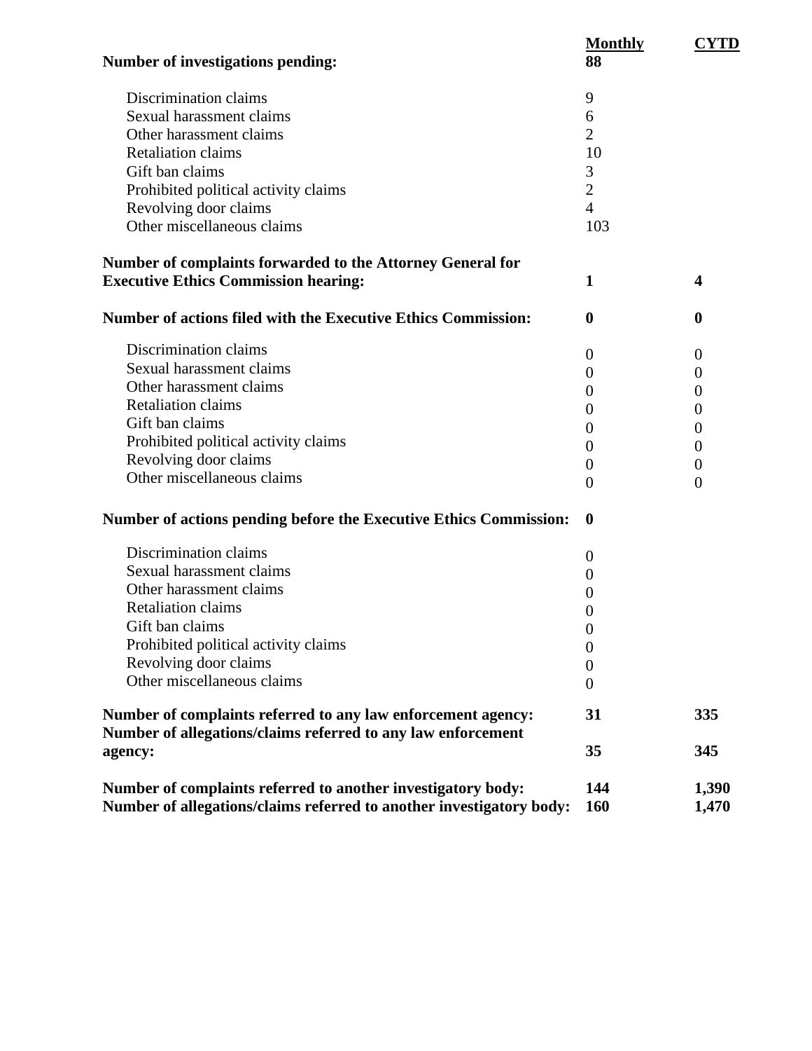| | Monthly | CYTD |
|---|---|---|
| **Number of investigations pending:** | **88** | |
| Discrimination claims | 9 | |
| Sexual harassment claims | 6 | |
| Other harassment claims | 2 | |
| Retaliation claims | 10 | |
| Gift ban claims | 3 | |
| Prohibited political activity claims | 2 | |
| Revolving door claims | 4 | |
| Other miscellaneous claims | 103 | |
| **Number of complaints forwarded to the Attorney General for Executive Ethics Commission hearing:** | **1** | **4** |
| **Number of actions filed with the Executive Ethics Commission:** | **0** | **0** |
| Discrimination claims | 0 | 0 |
| Sexual harassment claims | 0 | 0 |
| Other harassment claims | 0 | 0 |
| Retaliation claims | 0 | 0 |
| Gift ban claims | 0 | 0 |
| Prohibited political activity claims | 0 | 0 |
| Revolving door claims | 0 | 0 |
| Other miscellaneous claims | 0 | 0 |
| **Number of actions pending before the Executive Ethics Commission:** | **0** | |
| Discrimination claims | 0 | |
| Sexual harassment claims | 0 | |
| Other harassment claims | 0 | |
| Retaliation claims | 0 | |
| Gift ban claims | 0 | |
| Prohibited political activity claims | 0 | |
| Revolving door claims | 0 | |
| Other miscellaneous claims | 0 | |
| **Number of complaints referred to any law enforcement agency:** | **31** | **335** |
| **Number of allegations/claims referred to any law enforcement agency:** | **35** | **345** |
| **Number of complaints referred to another investigatory body:** | **144** | **1,390** |
| **Number of allegations/claims referred to another investigatory body:** | **160** | **1,470** |